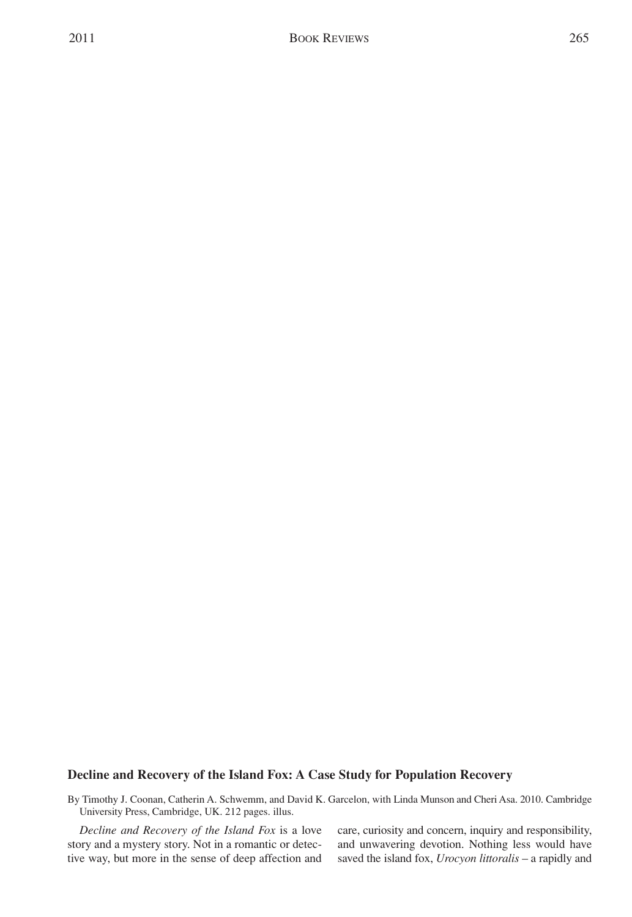## Decline and Recovery of the Island Fox: A Case Study for Population Recovery

By Timothy J. Coonan, Catherin A. Schwemm, and David K. Garcelon, with Linda Munson and Cheri Asa. 2010. Cambridge University Press, Cambridge, UK. 212 pages. illus.

*Decline and Recovery of the Island Fox* is a love story and a mystery story. Not in a romantic or detective way, but more in the sense of deep affection and care, curiosity and concern, inquiry and responsibility, and unwavering devotion. Nothing less would have saved the island fox, *Urocyon littoralis* – a rapidly and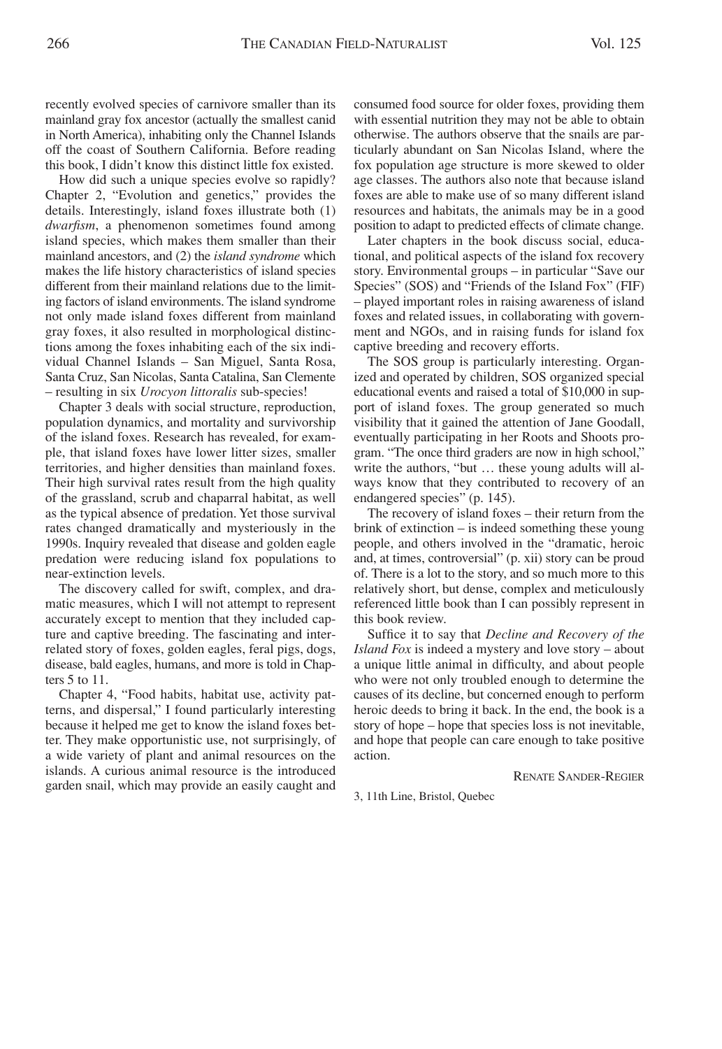recently evolved species of carnivore smaller than its mainland gray fox ancestor (actually the smallest canid in North America), inhabiting only the Channel Islands off the coast of Southern California. Before reading this book, I didn't know this distinct little fox existed.

How did such a unique species evolve so rapidly? Chapter 2, "Evolution and genetics," provides the details. Interestingly, island foxes illustrate both (1) *dwarfism*, a phenomenon sometimes found among island species, which makes them smaller than their mainland ancestors, and (2) the *island syndrome* which makes the life history characteristics of island species different from their mainland relations due to the limiting factors of island environments. The island syndrome not only made island foxes different from mainland gray foxes, it also resulted in morphological distinctions among the foxes inhabiting each of the six individual Channel Islands – San Miguel, Santa Rosa, Santa Cruz, San Nicolas, Santa Catalina, San Clemente – resulting in six *Urocyon littoralis* sub-species!

Chapter 3 deals with social structure, reproduction, population dynamics, and mortality and survivorship of the island foxes. Research has revealed, for example, that island foxes have lower litter sizes, smaller territories, and higher densities than mainland foxes. Their high survival rates result from the high quality of the grassland, scrub and chaparral habitat, as well as the typical absence of predation. Yet those survival rates changed dramatically and mysteriously in the 1990s. Inquiry revealed that disease and golden eagle predation were reducing island fox populations to near-extinction levels.

The discovery called for swift, complex, and dramatic measures, which I will not attempt to represent accurately except to mention that they included capture and captive breeding. The fascinating and interrelated story of foxes, golden eagles, feral pigs, dogs, disease, bald eagles, humans, and more is told in Chapters 5 to 11.

Chapter 4, "Food habits, habitat use, activity patterns, and dispersal," I found particularly interesting because it helped me get to know the island foxes better. They make opportunistic use, not surprisingly, of a wide variety of plant and animal resources on the islands. A curious animal resource is the introduced garden snail, which may provide an easily caught and consumed food source for older foxes, providing them with essential nutrition they may not be able to obtain otherwise. The authors observe that the snails are particularly abundant on San Nicolas Island, where the fox population age structure is more skewed to older age classes. The authors also note that because island foxes are able to make use of so many different island resources and habitats, the animals may be in a good position to adapt to predicted effects of climate change.

Later chapters in the book discuss social, educational, and political aspects of the island fox recovery story. Environmental groups – in particular "Save our Species" (SOS) and "Friends of the Island Fox" (FIF) – played important roles in raising awareness of island foxes and related issues, in collaborating with government and NGOs, and in raising funds for island fox captive breeding and recovery efforts.

The SOS group is particularly interesting. Organized and operated by children, SOS organized special educational events and raised a total of $10,000 in support of island foxes. The group generated so much visibility that it gained the attention of Jane Goodall, eventually participating in her Roots and Shoots program. "The once third graders are now in high school," write the authors, "but … these young adults will always know that they contributed to recovery of an endangered species" (p. 145).

The recovery of island foxes – their return from the brink of extinction – is indeed something these young people, and others involved in the "dramatic, heroic and, at times, controversial" (p. xii) story can be proud of. There is a lot to the story, and so much more to this relatively short, but dense, complex and meticulously referenced little book than I can possibly represent in this book review.

Suffice it to say that *Decline and Recovery of the Island Fox* is indeed a mystery and love story – about a unique little animal in difficulty, and about people who were not only troubled enough to determine the causes of its decline, but concerned enough to perform heroic deeds to bring it back. In the end, the book is a story of hope – hope that species loss is not inevitable, and hope that people can care enough to take positive action.

RENATE SANDER-REGIER

3, 11th Line, Bristol, Quebec